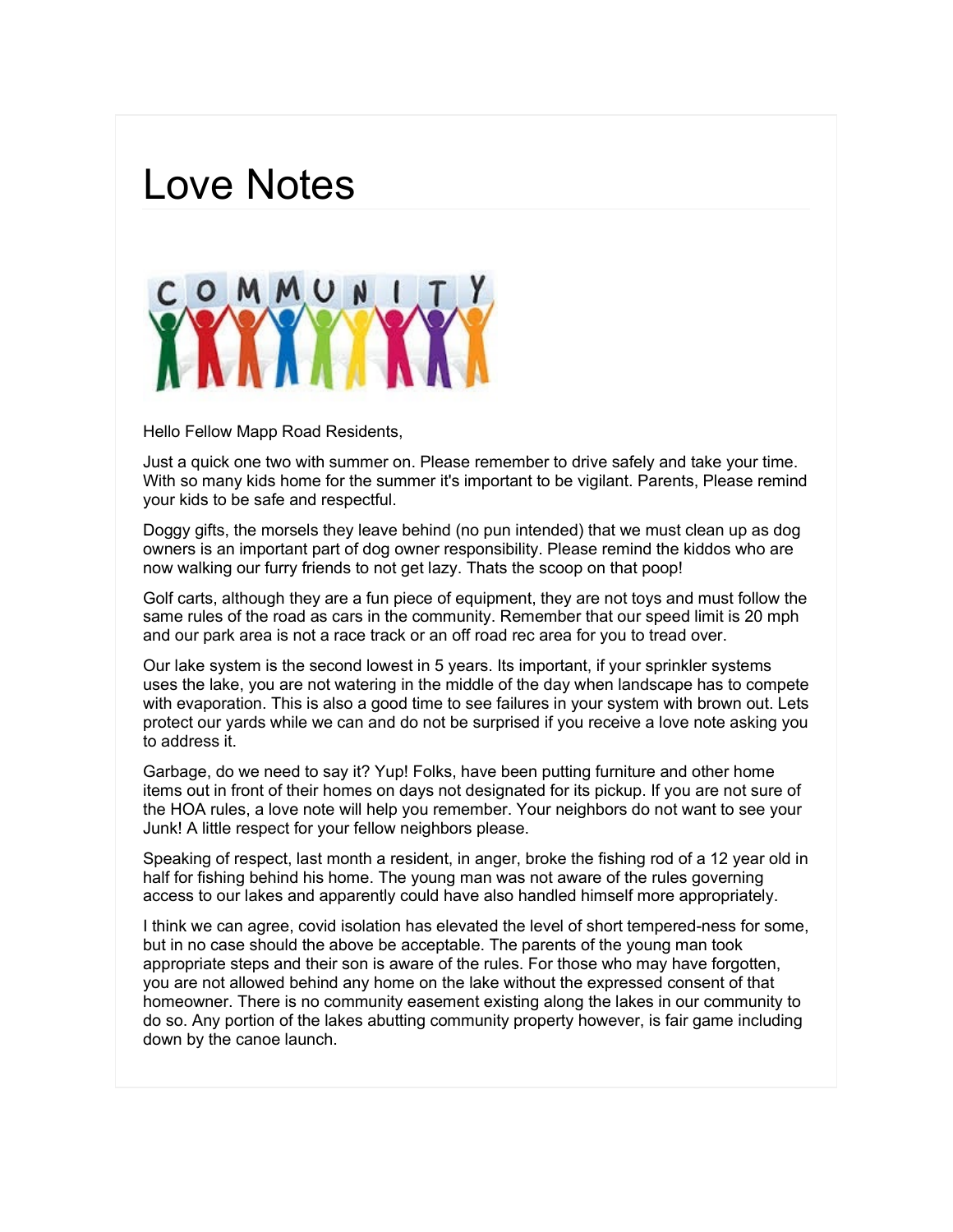# Love Notes

Hello Fellow Mapp Road Residents,

Just a quick one two with summer on. Please remember to drive safely and take your time. With so many kids home for the summer it's important to be vigilant. Parents, Please remind your kids to be safe and respectful.

Doggy gifts, the morsels they leave behind (no pun intended) that we must clean up as dog owners is an important part of dog owner responsibility. Please remind the kiddos who are now walking our furry friends to not get lazy. Thats the scoop on that poop!

Golf carts, although they are a fun piece of equipment, they are not toys and must follow the same rules of the road as cars in the community. Remember that our speed limit is 20 mph and our park area is not a race track or an off road rec area for you to tread over.

Our lake system is the second lowest in 5 years. Its important, if your sprinkler systems uses the lake, you are not watering in the middle of the day when landscape has to compete with evaporation. This is also a good time to see failures in your system with brown out. Lets protect our yards while we can and do not be surprised if you receive a love note asking you to address it.

Garbage, do we need to say it? Yup! Folks, have been putting furniture and other home items out in front of their homes on days not designated for its pickup. If you are not sure of the HOA rules, a love note will help you remember. Your neighbors do not want to see your Junk! A little respect for your fellow neighbors please.

Speaking of respect, last month a resident, in anger, broke the fishing rod of a 12 year old in half for fishing behind his home. The young man was not aware of the rules governing access to our lakes and apparently could have also handled himself more appropriately.

I think we can agree, covid isolation has elevated the level of short tempered-ness for some, but in no case should the above be acceptable. The parents of the young man took appropriate steps and their son is aware of the rules. For those who may have forgotten, you are not allowed behind any home on the lake without the expressed consent of that homeowner. There is no community easement existing along the lakes in our community to do so. Any portion of the lakes abutting community property however, is fair game including down by the canoe launch.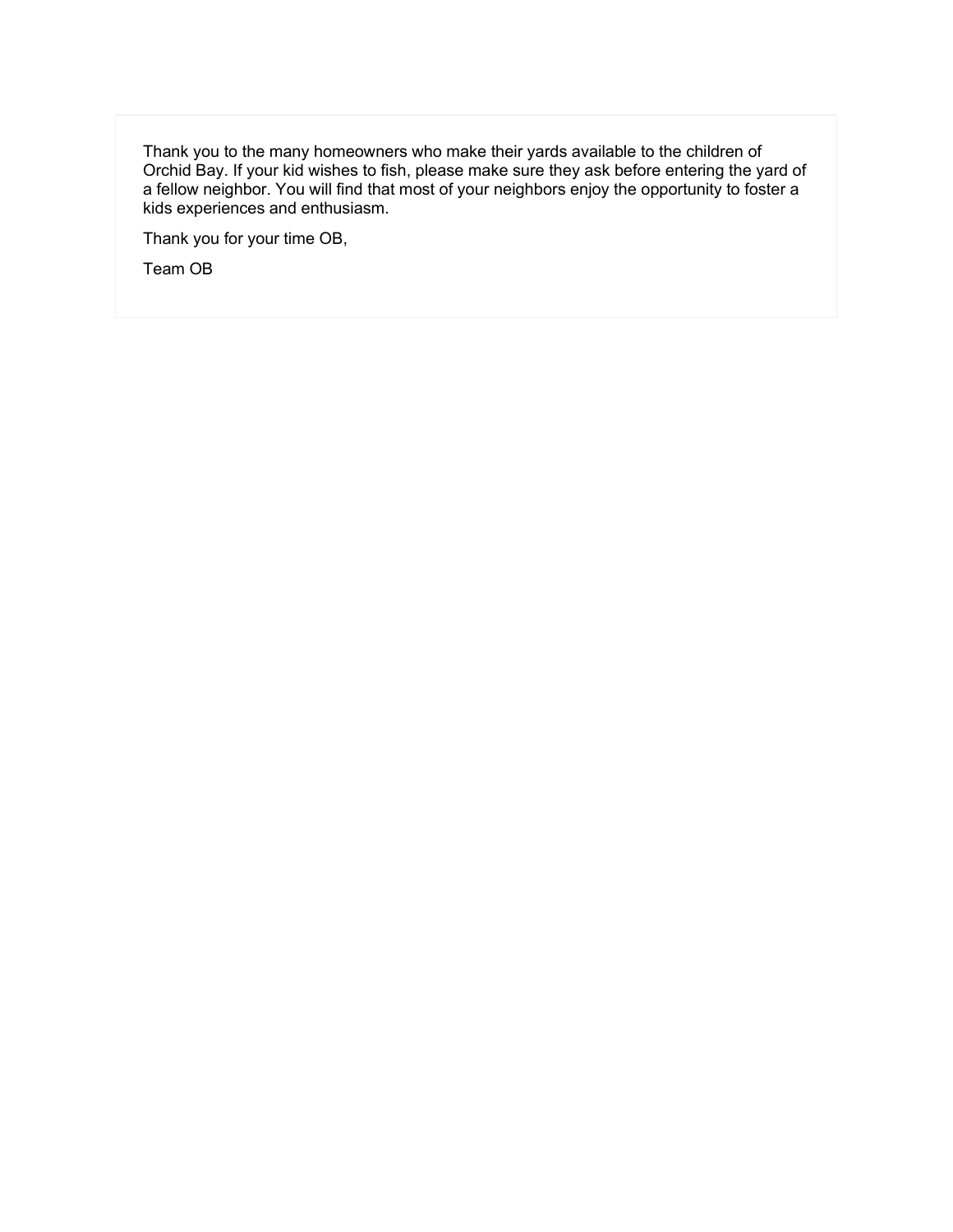Thank you to the many homeowners who make their yards available to the children of Orchid Bay. If your kid wishes to fish, please make sure they ask before entering the yard of a fellow neighbor. You will find that most of your neighbors enjoy the opportunity to foster a kids experiences and enthusiasm.

Thank you for your time OB,

Team OB